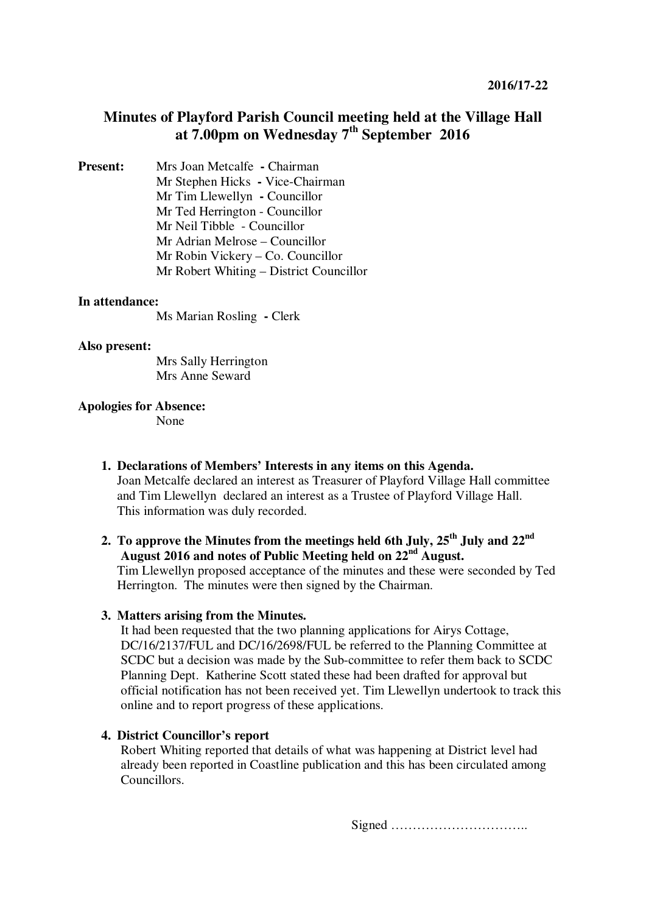2016/17-22

# Minutes of Playford Parish Council meeting held at the Village Hall at 7.00pm on Wednesday 7th September 2016

**Present:**
Mrs Joan Metcalfe - Chairman
Mr Stephen Hicks - Vice-Chairman
Mr Tim Llewellyn - Councillor
Mr Ted Herrington - Councillor
Mr Neil Tibble - Councillor
Mr Adrian Melrose – Councillor
Mr Robin Vickery – Co. Councillor
Mr Robert Whiting – District Councillor

**In attendance:**
Ms Marian Rosling - Clerk

**Also present:**
Mrs Sally Herrington
Mrs Anne Seward

**Apologies for Absence:**
None

1. **Declarations of Members' Interests in any items on this Agenda.**
   Joan Metcalfe declared an interest as Treasurer of Playford Village Hall committee and Tim Llewellyn declared an interest as a Trustee of Playford Village Hall. This information was duly recorded.

2. **To approve the Minutes from the meetings held 6th July, 25th July and 22nd August 2016 and notes of Public Meeting held on 22nd August.**
   Tim Llewellyn proposed acceptance of the minutes and these were seconded by Ted Herrington. The minutes were then signed by the Chairman.

3. **Matters arising from the Minutes.**
   It had been requested that the two planning applications for Airys Cottage, DC/16/2137/FUL and DC/16/2698/FUL be referred to the Planning Committee at SCDC but a decision was made by the Sub-committee to refer them back to SCDC Planning Dept. Katherine Scott stated these had been drafted for approval but official notification has not been received yet. Tim Llewellyn undertook to track this online and to report progress of these applications.

4. **District Councillor's report**
   Robert Whiting reported that details of what was happening at District level had already been reported in Coastline publication and this has been circulated among Councillors.

Signed …………………………..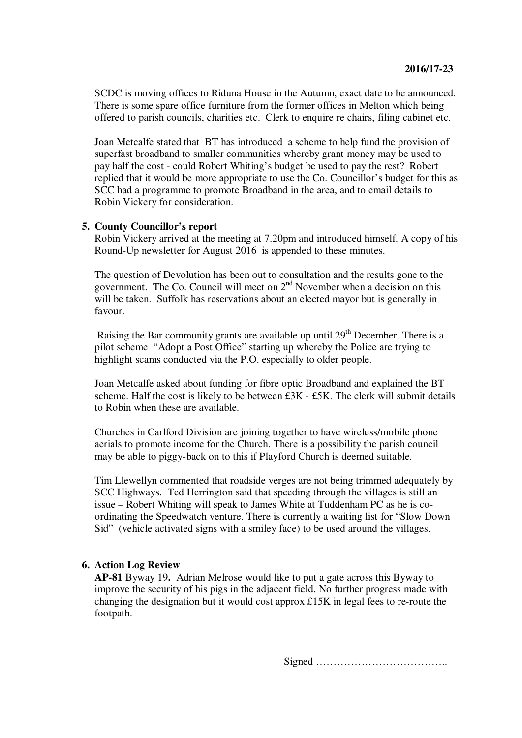SCDC is moving offices to Riduna House in the Autumn, exact date to be announced. There is some spare office furniture from the former offices in Melton which being offered to parish councils, charities etc. Clerk to enquire re chairs, filing cabinet etc.

Joan Metcalfe stated that BT has introduced a scheme to help fund the provision of superfast broadband to smaller communities whereby grant money may be used to pay half the cost - could Robert Whiting's budget be used to pay the rest? Robert replied that it would be more appropriate to use the Co. Councillor's budget for this as SCC had a programme to promote Broadband in the area, and to email details to Robin Vickery for consideration.

5. **County Councillor's report**

Robin Vickery arrived at the meeting at 7.20pm and introduced himself. A copy of his Round-Up newsletter for August 2016 is appended to these minutes.

The question of Devolution has been out to consultation and the results gone to the government. The Co. Council will meet on 2nd November when a decision on this will be taken. Suffolk has reservations about an elected mayor but is generally in favour.

Raising the Bar community grants are available up until 29th December. There is a pilot scheme "Adopt a Post Office" starting up whereby the Police are trying to highlight scams conducted via the P.O. especially to older people.

Joan Metcalfe asked about funding for fibre optic Broadband and explained the BT scheme. Half the cost is likely to be between £3K - £5K. The clerk will submit details to Robin when these are available.

Churches in Carlford Division are joining together to have wireless/mobile phone aerials to promote income for the Church. There is a possibility the parish council may be able to piggy-back on to this if Playford Church is deemed suitable.

Tim Llewellyn commented that roadside verges are not being trimmed adequately by SCC Highways. Ted Herrington said that speeding through the villages is still an issue – Robert Whiting will speak to James White at Tuddenham PC as he is co-ordinating the Speedwatch venture. There is currently a waiting list for "Slow Down Sid" (vehicle activated signs with a smiley face) to be used around the villages.

6. **Action Log Review**

**AP-81** Byway 19**.** Adrian Melrose would like to put a gate across this Byway to improve the security of his pigs in the adjacent field. No further progress made with changing the designation but it would cost approx £15K in legal fees to re-route the footpath.

Signed ………………………………..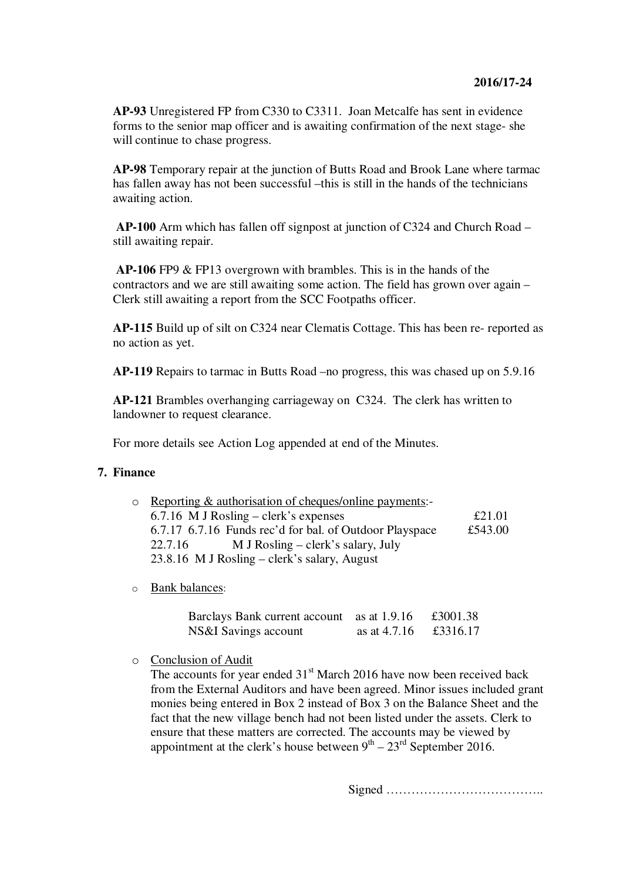**AP-93** Unregistered FP from C330 to C3311. Joan Metcalfe has sent in evidence forms to the senior map officer and is awaiting confirmation of the next stage- she will continue to chase progress.

**AP-98** Temporary repair at the junction of Butts Road and Brook Lane where tarmac has fallen away has not been successful –this is still in the hands of the technicians awaiting action.

**AP-100** Arm which has fallen off signpost at junction of C324 and Church Road – still awaiting repair.

**AP-106** FP9 & FP13 overgrown with brambles. This is in the hands of the contractors and we are still awaiting some action. The field has grown over again – Clerk still awaiting a report from the SCC Footpaths officer.

**AP-115** Build up of silt on C324 near Clematis Cottage. This has been re- reported as no action as yet.

**AP-119** Repairs to tarmac in Butts Road –no progress, this was chased up on 5.9.16

**AP-121** Brambles overhanging carriageway on C324. The clerk has written to landowner to request clearance.

For more details see Action Log appended at end of the Minutes.

## 7. Finance

- Reporting & authorisation of cheques/online payments:-

  6.7.16 M J Rosling – clerk's expenses £21.01
  6.7.17 6.7.16 Funds rec'd for bal. of Outdoor Playspace £543.00
  22.7.16 M J Rosling – clerk's salary, July
  23.8.16 M J Rosling – clerk's salary, August

- Bank balances:

| | | |
|---|---|---|
| Barclays Bank current account | as at 1.9.16 | £3001.38 |
| NS&I Savings account | as at 4.7.16 | £3316.17 |

- Conclusion of Audit

  The accounts for year ended 31st March 2016 have now been received back from the External Auditors and have been agreed. Minor issues included grant monies being entered in Box 2 instead of Box 3 on the Balance Sheet and the fact that the new village bench had not been listed under the assets. Clerk to ensure that these matters are corrected. The accounts may be viewed by appointment at the clerk's house between 9th – 23rd September 2016.

Signed ………………………………..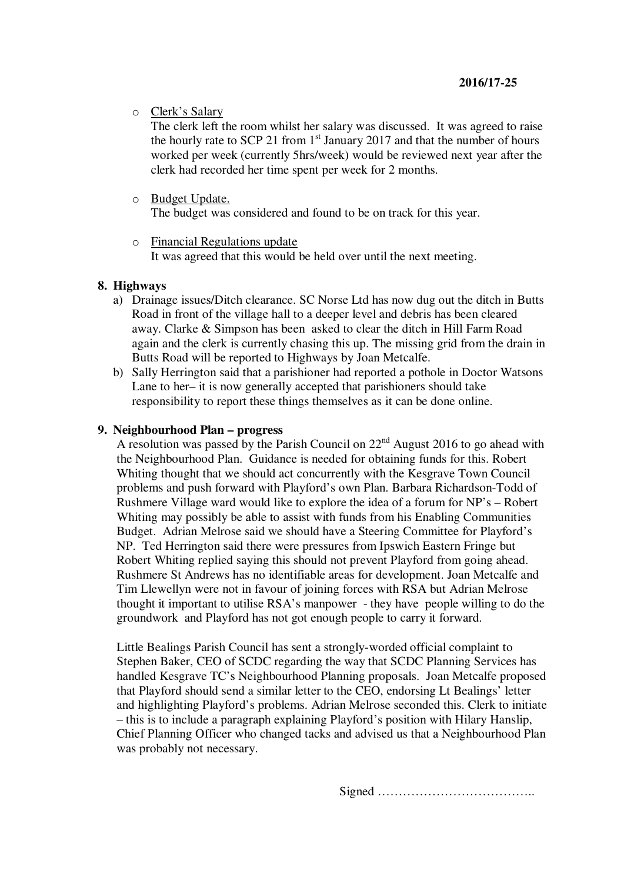2016/17-25

- Clerk's Salary

  The clerk left the room whilst her salary was discussed. It was agreed to raise the hourly rate to SCP 21 from 1st January 2017 and that the number of hours worked per week (currently 5hrs/week) would be reviewed next year after the clerk had recorded her time spent per week for 2 months.

- Budget Update.

  The budget was considered and found to be on track for this year.

- Financial Regulations update

  It was agreed that this would be held over until the next meeting.

**8. Highways**

a) Drainage issues/Ditch clearance. SC Norse Ltd has now dug out the ditch in Butts Road in front of the village hall to a deeper level and debris has been cleared away. Clarke & Simpson has been asked to clear the ditch in Hill Farm Road again and the clerk is currently chasing this up. The missing grid from the drain in Butts Road will be reported to Highways by Joan Metcalfe.

b) Sally Herrington said that a parishioner had reported a pothole in Doctor Watsons Lane to her– it is now generally accepted that parishioners should take responsibility to report these things themselves as it can be done online.

**9. Neighbourhood Plan – progress**

A resolution was passed by the Parish Council on 22nd August 2016 to go ahead with the Neighbourhood Plan. Guidance is needed for obtaining funds for this. Robert Whiting thought that we should act concurrently with the Kesgrave Town Council problems and push forward with Playford's own Plan. Barbara Richardson-Todd of Rushmere Village ward would like to explore the idea of a forum for NP's – Robert Whiting may possibly be able to assist with funds from his Enabling Communities Budget. Adrian Melrose said we should have a Steering Committee for Playford's NP. Ted Herrington said there were pressures from Ipswich Eastern Fringe but Robert Whiting replied saying this should not prevent Playford from going ahead. Rushmere St Andrews has no identifiable areas for development. Joan Metcalfe and Tim Llewellyn were not in favour of joining forces with RSA but Adrian Melrose thought it important to utilise RSA's manpower - they have people willing to do the groundwork and Playford has not got enough people to carry it forward.

Little Bealings Parish Council has sent a strongly-worded official complaint to Stephen Baker, CEO of SCDC regarding the way that SCDC Planning Services has handled Kesgrave TC's Neighbourhood Planning proposals. Joan Metcalfe proposed that Playford should send a similar letter to the CEO, endorsing Lt Bealings' letter and highlighting Playford's problems. Adrian Melrose seconded this. Clerk to initiate – this is to include a paragraph explaining Playford's position with Hilary Hanslip, Chief Planning Officer who changed tacks and advised us that a Neighbourhood Plan was probably not necessary.

Signed ………………………………..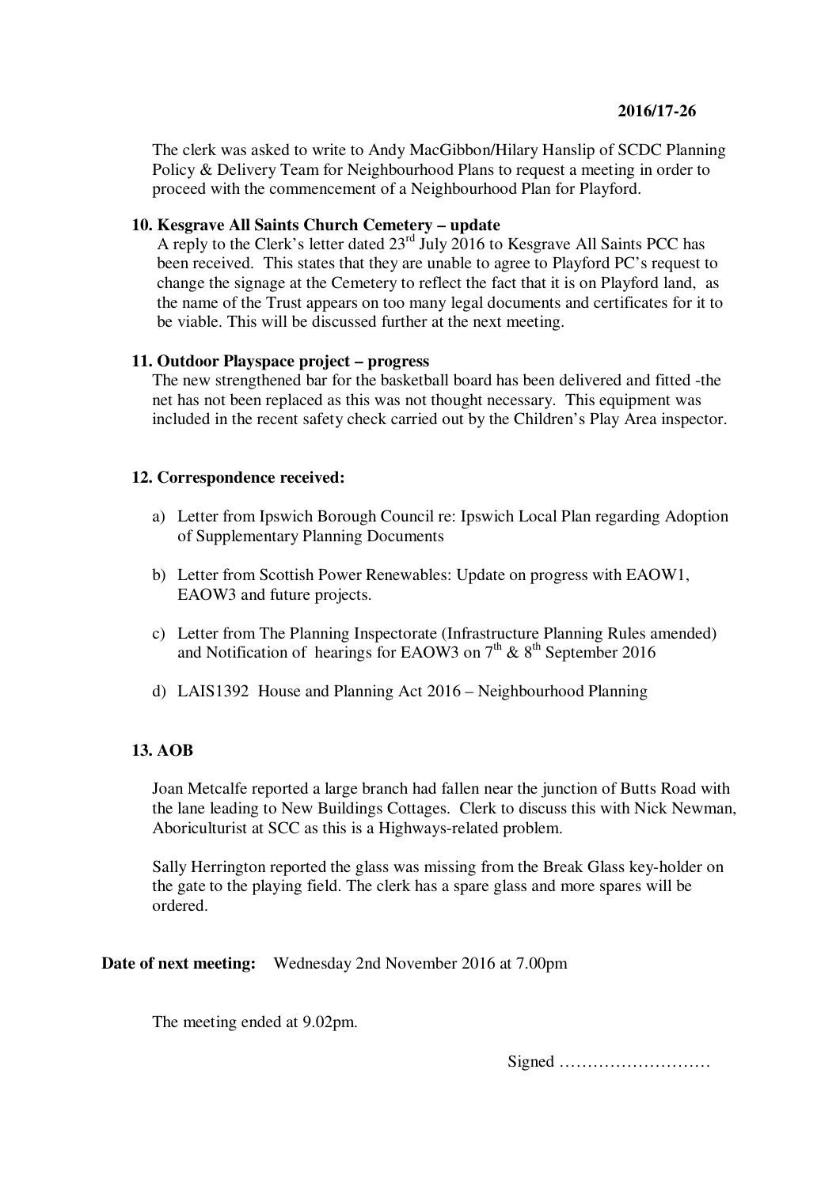2016/17-26

The clerk was asked to write to Andy MacGibbon/Hilary Hanslip of SCDC Planning Policy & Delivery Team for Neighbourhood Plans to request a meeting in order to proceed with the commencement of a Neighbourhood Plan for Playford.

**10. Kesgrave All Saints Church Cemetery – update**

A reply to the Clerk's letter dated 23rd July 2016 to Kesgrave All Saints PCC has been received. This states that they are unable to agree to Playford PC's request to change the signage at the Cemetery to reflect the fact that it is on Playford land, as the name of the Trust appears on too many legal documents and certificates for it to be viable. This will be discussed further at the next meeting.

**11. Outdoor Playspace project – progress**

The new strengthened bar for the basketball board has been delivered and fitted -the net has not been replaced as this was not thought necessary. This equipment was included in the recent safety check carried out by the Children's Play Area inspector.

**12. Correspondence received:**

a) Letter from Ipswich Borough Council re: Ipswich Local Plan regarding Adoption of Supplementary Planning Documents

b) Letter from Scottish Power Renewables: Update on progress with EAOW1, EAOW3 and future projects.

c) Letter from The Planning Inspectorate (Infrastructure Planning Rules amended) and Notification of hearings for EAOW3 on 7th & 8th September 2016

d) LAIS1392 House and Planning Act 2016 – Neighbourhood Planning

**13. AOB**

Joan Metcalfe reported a large branch had fallen near the junction of Butts Road with the lane leading to New Buildings Cottages. Clerk to discuss this with Nick Newman, Aboriculturist at SCC as this is a Highways-related problem.

Sally Herrington reported the glass was missing from the Break Glass key-holder on the gate to the playing field. The clerk has a spare glass and more spares will be ordered.

**Date of next meeting:** Wednesday 2nd November 2016 at 7.00pm

The meeting ended at 9.02pm.

Signed ………………………